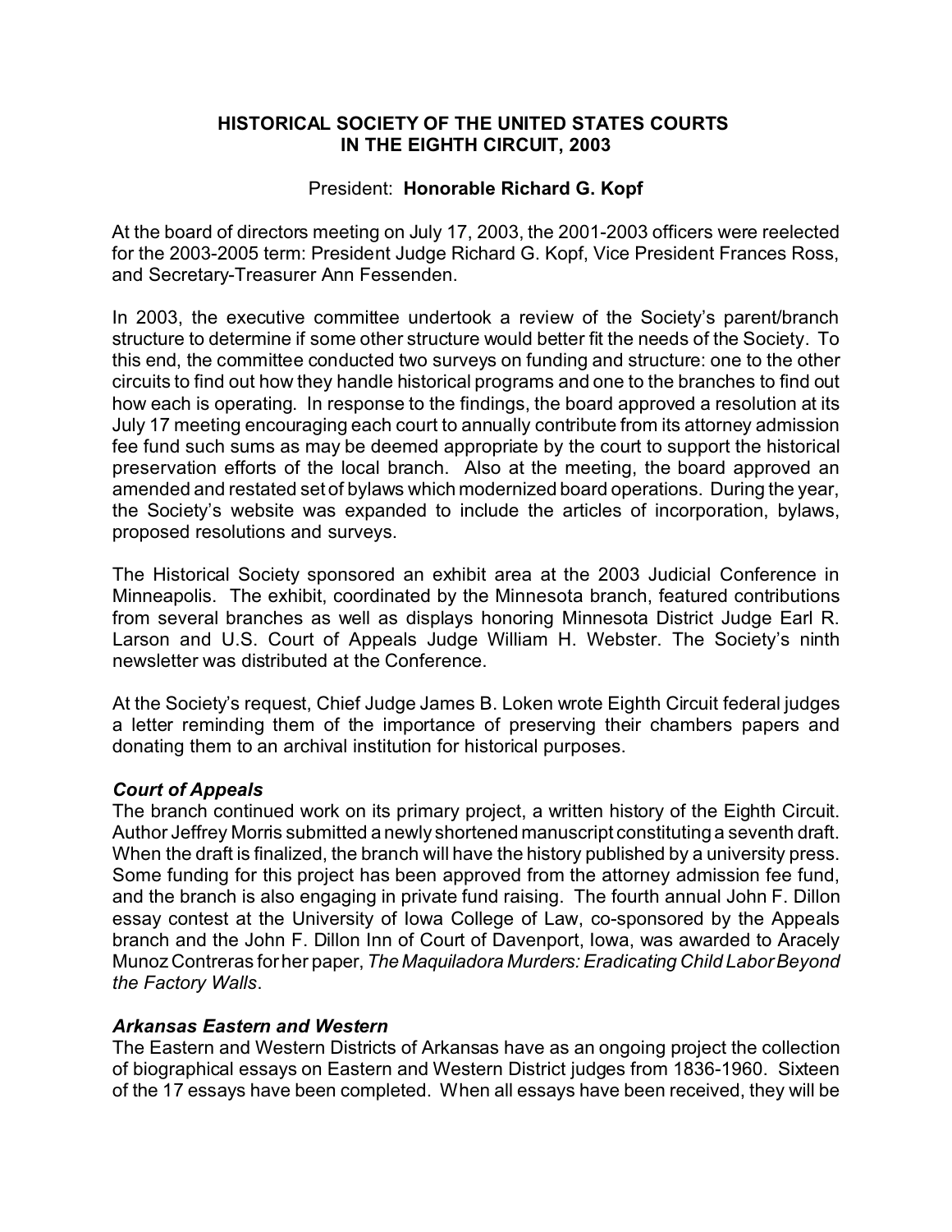# HISTORICAL SOCIETY OF THE UNITED STATES COURTS IN THE EIGHTH CIRCUIT, 2003

President: **Honorable Richard G. Kopf**

At the board of directors meeting on July 17, 2003, the 2001-2003 officers were reelected for the 2003-2005 term: President Judge Richard G. Kopf, Vice President Frances Ross, and Secretary-Treasurer Ann Fessenden.

In 2003, the executive committee undertook a review of the Society's parent/branch structure to determine if some other structure would better fit the needs of the Society. To this end, the committee conducted two surveys on funding and structure: one to the other circuits to find out how they handle historical programs and one to the branches to find out how each is operating. In response to the findings, the board approved a resolution at its July 17 meeting encouraging each court to annually contribute from its attorney admission fee fund such sums as may be deemed appropriate by the court to support the historical preservation efforts of the local branch. Also at the meeting, the board approved an amended and restated set of bylaws which modernized board operations. During the year, the Society's website was expanded to include the articles of incorporation, bylaws, proposed resolutions and surveys.

The Historical Society sponsored an exhibit area at the 2003 Judicial Conference in Minneapolis. The exhibit, coordinated by the Minnesota branch, featured contributions from several branches as well as displays honoring Minnesota District Judge Earl R. Larson and U.S. Court of Appeals Judge William H. Webster. The Society's ninth newsletter was distributed at the Conference.

At the Society's request, Chief Judge James B. Loken wrote Eighth Circuit federal judges a letter reminding them of the importance of preserving their chambers papers and donating them to an archival institution for historical purposes.

### *Court of Appeals*

The branch continued work on its primary project, a written history of the Eighth Circuit. Author Jeffrey Morris submitted a newly shortened manuscript constituting a seventh draft. When the draft is finalized, the branch will have the history published by a university press. Some funding for this project has been approved from the attorney admission fee fund, and the branch is also engaging in private fund raising. The fourth annual John F. Dillon essay contest at the University of Iowa College of Law, co-sponsored by the Appeals branch and the John F. Dillon Inn of Court of Davenport, Iowa, was awarded to Aracely Munoz Contreras for her paper, *The Maquiladora Murders: Eradicating Child Labor Beyond the Factory Walls*.

### *Arkansas Eastern and Western*

The Eastern and Western Districts of Arkansas have as an ongoing project the collection of biographical essays on Eastern and Western District judges from 1836-1960. Sixteen of the 17 essays have been completed. When all essays have been received, they will be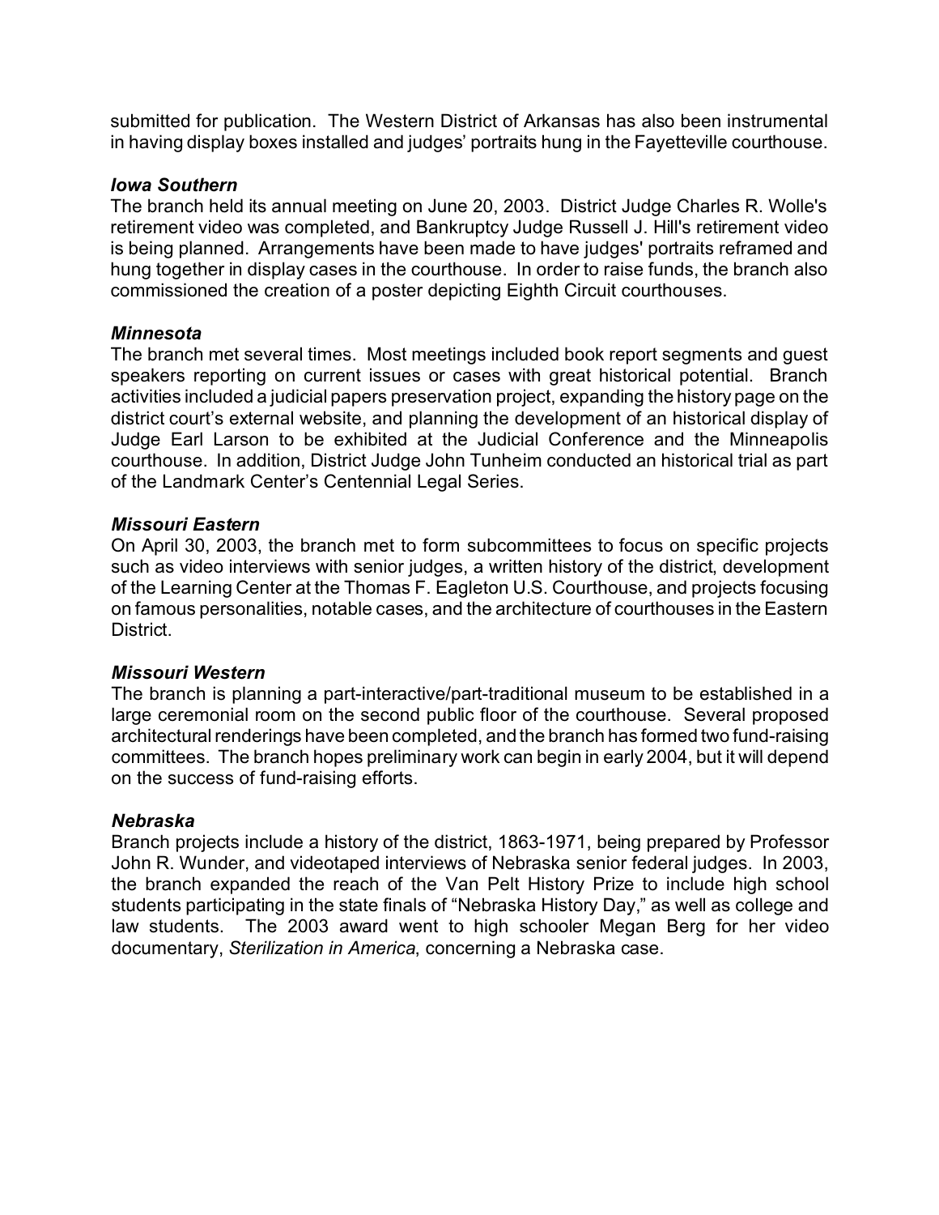submitted for publication. The Western District of Arkansas has also been instrumental in having display boxes installed and judges' portraits hung in the Fayetteville courthouse.

### *Iowa Southern*

The branch held its annual meeting on June 20, 2003. District Judge Charles R. Wolle's retirement video was completed, and Bankruptcy Judge Russell J. Hill's retirement video is being planned. Arrangements have been made to have judges' portraits reframed and hung together in display cases in the courthouse. In order to raise funds, the branch also commissioned the creation of a poster depicting Eighth Circuit courthouses.

### *Minnesota*

The branch met several times. Most meetings included book report segments and guest speakers reporting on current issues or cases with great historical potential. Branch activities included a judicial papers preservation project, expanding the history page on the district court's external website, and planning the development of an historical display of Judge Earl Larson to be exhibited at the Judicial Conference and the Minneapolis courthouse. In addition, District Judge John Tunheim conducted an historical trial as part of the Landmark Center's Centennial Legal Series.

### *Missouri Eastern*

On April 30, 2003, the branch met to form subcommittees to focus on specific projects such as video interviews with senior judges, a written history of the district, development of the Learning Center at the Thomas F. Eagleton U.S. Courthouse, and projects focusing on famous personalities, notable cases, and the architecture of courthouses in the Eastern District.

### *Missouri Western*

The branch is planning a part-interactive/part-traditional museum to be established in a large ceremonial room on the second public floor of the courthouse. Several proposed architectural renderings have been completed, and the branch has formed two fund-raising committees. The branch hopes preliminary work can begin in early 2004, but it will depend on the success of fund-raising efforts.

### *Nebraska*

Branch projects include a history of the district, 1863-1971, being prepared by Professor John R. Wunder, and videotaped interviews of Nebraska senior federal judges. In 2003, the branch expanded the reach of the Van Pelt History Prize to include high school students participating in the state finals of "Nebraska History Day," as well as college and law students. The 2003 award went to high schooler Megan Berg for her video documentary, *Sterilization in America*, concerning a Nebraska case.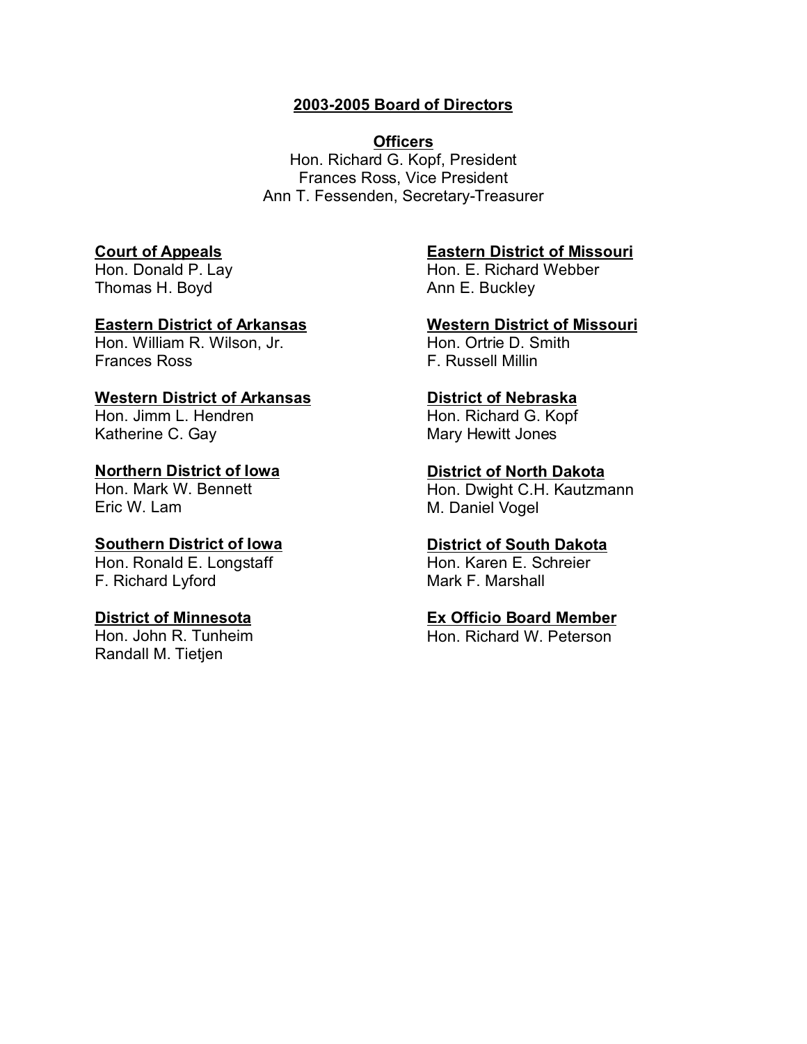## 2003-2005 Board of Directors

### Officers

Hon. Richard G. Kopf, President
Frances Ross, Vice President
Ann T. Fessenden, Secretary-Treasurer

**Court of Appeals**
Hon. Donald P. Lay
Thomas H. Boyd

**Eastern District of Arkansas**
Hon. William R. Wilson, Jr.
Frances Ross

**Western District of Arkansas**
Hon. Jimm L. Hendren
Katherine C. Gay

**Northern District of Iowa**
Hon. Mark W. Bennett
Eric W. Lam

**Southern District of Iowa**
Hon. Ronald E. Longstaff
F. Richard Lyford

**District of Minnesota**
Hon. John R. Tunheim
Randall M. Tietjen

**Eastern District of Missouri**
Hon. E. Richard Webber
Ann E. Buckley

**Western District of Missouri**
Hon. Ortrie D. Smith
F. Russell Millin

**District of Nebraska**
Hon. Richard G. Kopf
Mary Hewitt Jones

**District of North Dakota**
Hon. Dwight C.H. Kautzmann
M. Daniel Vogel

**District of South Dakota**
Hon. Karen E. Schreier
Mark F. Marshall

**Ex Officio Board Member**
Hon. Richard W. Peterson